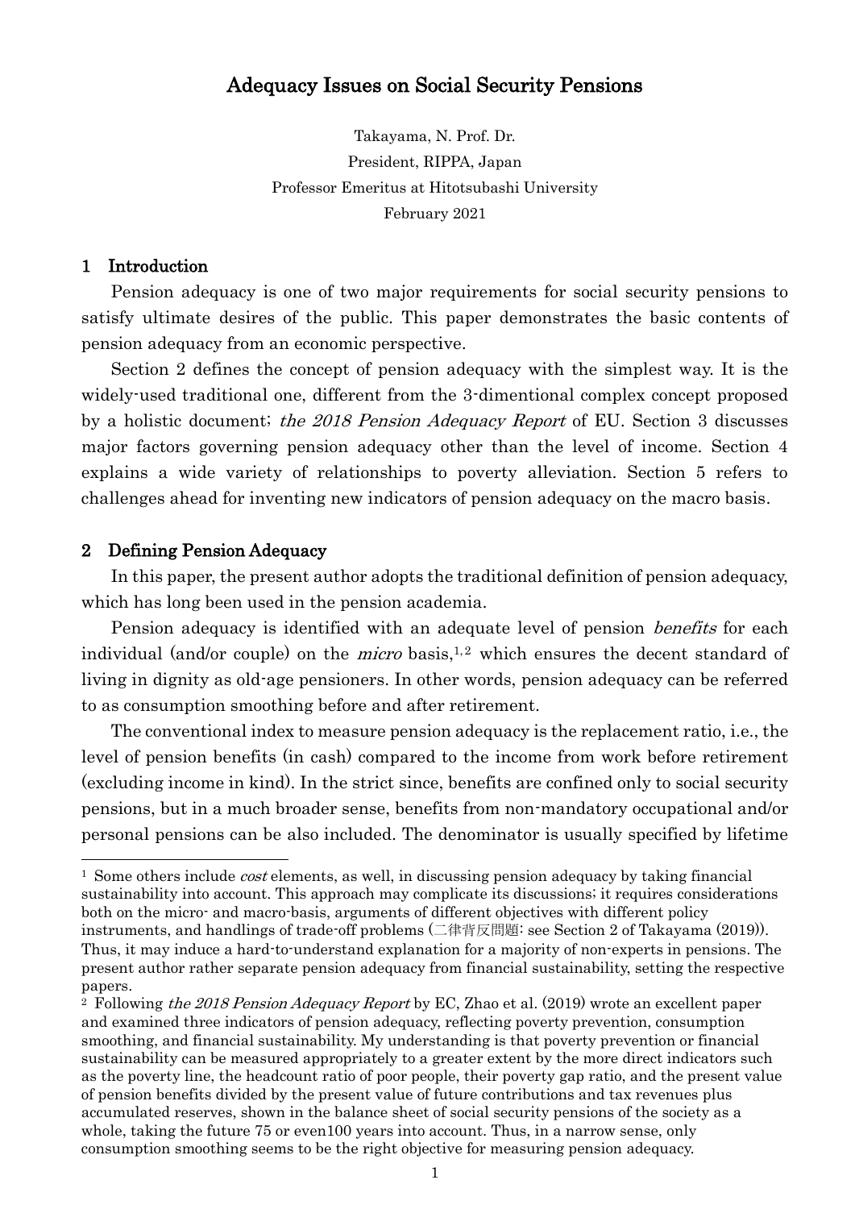# Adequacy Issues on Social Security Pensions

Takayama, N. Prof. Dr.
President, RIPPA, Japan
Professor Emeritus at Hitotsubashi University
February 2021

## 1 Introduction

Pension adequacy is one of two major requirements for social security pensions to satisfy ultimate desires of the public. This paper demonstrates the basic contents of pension adequacy from an economic perspective.

Section 2 defines the concept of pension adequacy with the simplest way. It is the widely-used traditional one, different from the 3-dimentional complex concept proposed by a holistic document; *the 2018 Pension Adequacy Report* of EU. Section 3 discusses major factors governing pension adequacy other than the level of income. Section 4 explains a wide variety of relationships to poverty alleviation. Section 5 refers to challenges ahead for inventing new indicators of pension adequacy on the macro basis.

## 2 Defining Pension Adequacy

In this paper, the present author adopts the traditional definition of pension adequacy, which has long been used in the pension academia.

Pension adequacy is identified with an adequate level of pension *benefits* for each individual (and/or couple) on the *micro* basis,[1,2] which ensures the decent standard of living in dignity as old-age pensioners. In other words, pension adequacy can be referred to as consumption smoothing before and after retirement.

The conventional index to measure pension adequacy is the replacement ratio, i.e., the level of pension benefits (in cash) compared to the income from work before retirement (excluding income in kind). In the strict since, benefits are confined only to social security pensions, but in a much broader sense, benefits from non-mandatory occupational and/or personal pensions can be also included. The denominator is usually specified by lifetime

---

[1] Some others include *cost* elements, as well, in discussing pension adequacy by taking financial sustainability into account. This approach may complicate its discussions; it requires considerations both on the micro- and macro-basis, arguments of different objectives with different policy instruments, and handlings of trade-off problems (二律背反問題: see Section 2 of Takayama (2019)). Thus, it may induce a hard-to-understand explanation for a majority of non-experts in pensions. The present author rather separate pension adequacy from financial sustainability, setting the respective papers.

[2] Following *the 2018 Pension Adequacy Report* by EC, Zhao et al. (2019) wrote an excellent paper and examined three indicators of pension adequacy, reflecting poverty prevention, consumption smoothing, and financial sustainability. My understanding is that poverty prevention or financial sustainability can be measured appropriately to a greater extent by the more direct indicators such as the poverty line, the headcount ratio of poor people, their poverty gap ratio, and the present value of pension benefits divided by the present value of future contributions and tax revenues plus accumulated reserves, shown in the balance sheet of social security pensions of the society as a whole, taking the future 75 or even100 years into account. Thus, in a narrow sense, only consumption smoothing seems to be the right objective for measuring pension adequacy.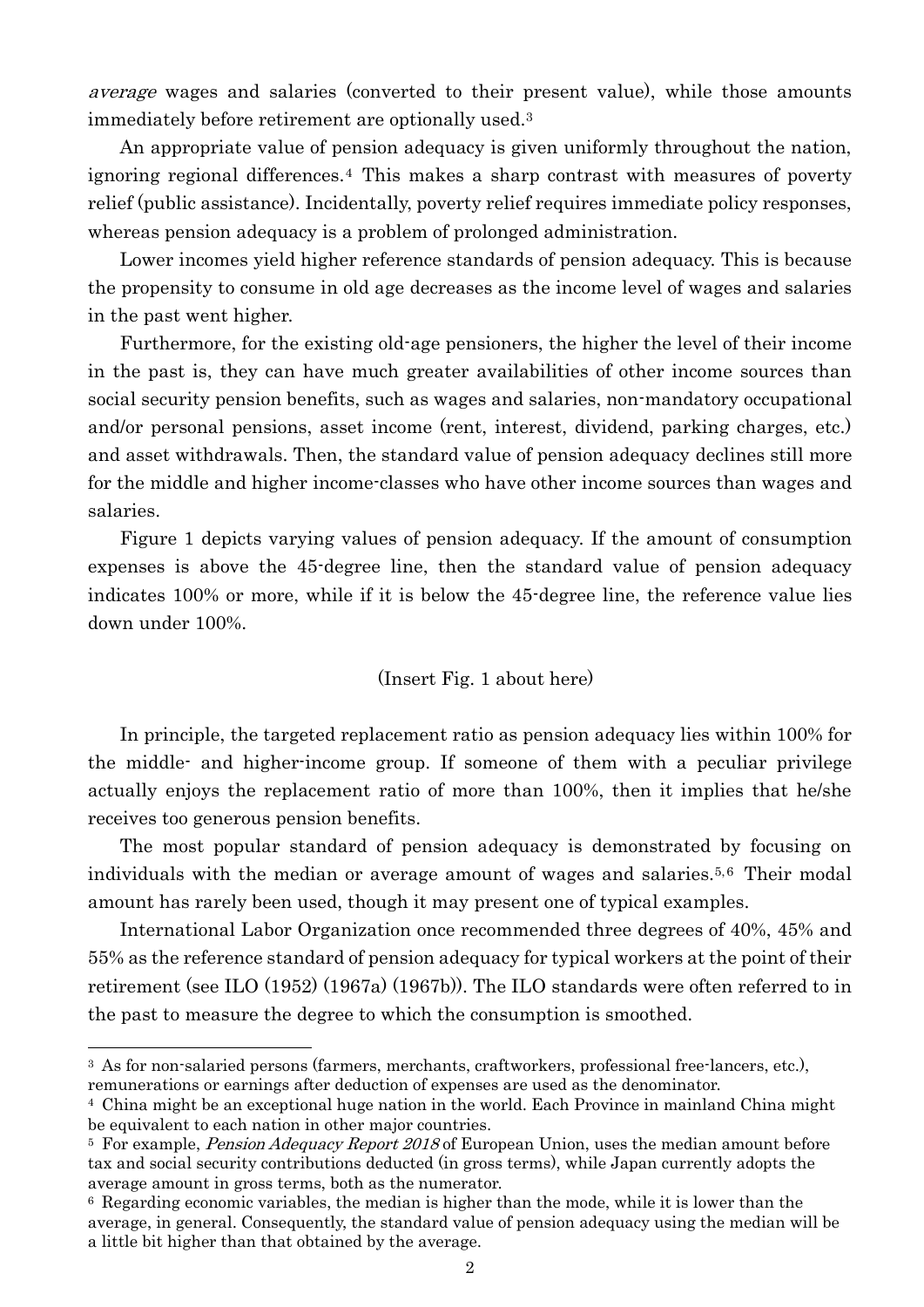*average* wages and salaries (converted to their present value), while those amounts immediately before retirement are optionally used.[3]

An appropriate value of pension adequacy is given uniformly throughout the nation, ignoring regional differences.[4] This makes a sharp contrast with measures of poverty relief (public assistance). Incidentally, poverty relief requires immediate policy responses, whereas pension adequacy is a problem of prolonged administration.

Lower incomes yield higher reference standards of pension adequacy. This is because the propensity to consume in old age decreases as the income level of wages and salaries in the past went higher.

Furthermore, for the existing old-age pensioners, the higher the level of their income in the past is, they can have much greater availabilities of other income sources than social security pension benefits, such as wages and salaries, non-mandatory occupational and/or personal pensions, asset income (rent, interest, dividend, parking charges, etc.) and asset withdrawals. Then, the standard value of pension adequacy declines still more for the middle and higher income-classes who have other income sources than wages and salaries.

Figure 1 depicts varying values of pension adequacy. If the amount of consumption expenses is above the 45-degree line, then the standard value of pension adequacy indicates 100% or more, while if it is below the 45-degree line, the reference value lies down under 100%.

(Insert Fig. 1 about here)

In principle, the targeted replacement ratio as pension adequacy lies within 100% for the middle- and higher-income group. If someone of them with a peculiar privilege actually enjoys the replacement ratio of more than 100%, then it implies that he/she receives too generous pension benefits.

The most popular standard of pension adequacy is demonstrated by focusing on individuals with the median or average amount of wages and salaries.[5,6] Their modal amount has rarely been used, though it may present one of typical examples.

International Labor Organization once recommended three degrees of 40%, 45% and 55% as the reference standard of pension adequacy for typical workers at the point of their retirement (see ILO (1952) (1967a) (1967b)). The ILO standards were often referred to in the past to measure the degree to which the consumption is smoothed.

---

[3] As for non-salaried persons (farmers, merchants, craftworkers, professional free-lancers, etc.), remunerations or earnings after deduction of expenses are used as the denominator.

[4] China might be an exceptional huge nation in the world. Each Province in mainland China might be equivalent to each nation in other major countries.

[5] For example, *Pension Adequacy Report 2018* of European Union, uses the median amount before tax and social security contributions deducted (in gross terms), while Japan currently adopts the average amount in gross terms, both as the numerator.

[6] Regarding economic variables, the median is higher than the mode, while it is lower than the average, in general. Consequently, the standard value of pension adequacy using the median will be a little bit higher than that obtained by the average.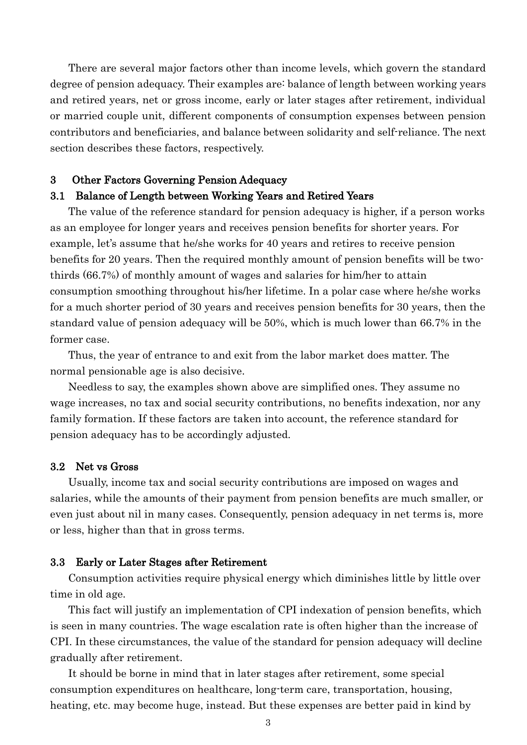There are several major factors other than income levels, which govern the standard degree of pension adequacy. Their examples are: balance of length between working years and retired years, net or gross income, early or later stages after retirement, individual or married couple unit, different components of consumption expenses between pension contributors and beneficiaries, and balance between solidarity and self-reliance. The next section describes these factors, respectively.

## 3 Other Factors Governing Pension Adequacy

### 3.1 Balance of Length between Working Years and Retired Years

The value of the reference standard for pension adequacy is higher, if a person works as an employee for longer years and receives pension benefits for shorter years. For example, let's assume that he/she works for 40 years and retires to receive pension benefits for 20 years. Then the required monthly amount of pension benefits will be two-thirds (66.7%) of monthly amount of wages and salaries for him/her to attain consumption smoothing throughout his/her lifetime. In a polar case where he/she works for a much shorter period of 30 years and receives pension benefits for 30 years, then the standard value of pension adequacy will be 50%, which is much lower than 66.7% in the former case.

Thus, the year of entrance to and exit from the labor market does matter. The normal pensionable age is also decisive.

Needless to say, the examples shown above are simplified ones. They assume no wage increases, no tax and social security contributions, no benefits indexation, nor any family formation. If these factors are taken into account, the reference standard for pension adequacy has to be accordingly adjusted.

### 3.2 Net vs Gross

Usually, income tax and social security contributions are imposed on wages and salaries, while the amounts of their payment from pension benefits are much smaller, or even just about nil in many cases. Consequently, pension adequacy in net terms is, more or less, higher than that in gross terms.

### 3.3 Early or Later Stages after Retirement

Consumption activities require physical energy which diminishes little by little over time in old age.

This fact will justify an implementation of CPI indexation of pension benefits, which is seen in many countries. The wage escalation rate is often higher than the increase of CPI. In these circumstances, the value of the standard for pension adequacy will decline gradually after retirement.

It should be borne in mind that in later stages after retirement, some special consumption expenditures on healthcare, long-term care, transportation, housing, heating, etc. may become huge, instead. But these expenses are better paid in kind by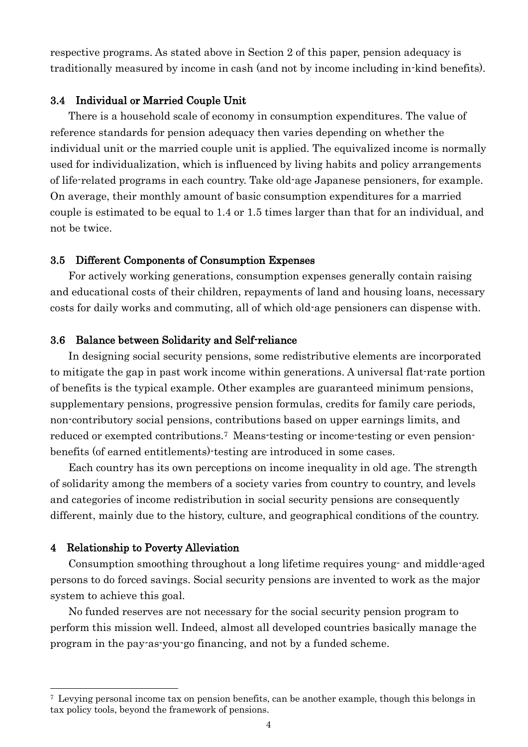respective programs. As stated above in Section 2 of this paper, pension adequacy is traditionally measured by income in cash (and not by income including in-kind benefits).

### 3.4 Individual or Married Couple Unit

There is a household scale of economy in consumption expenditures. The value of reference standards for pension adequacy then varies depending on whether the individual unit or the married couple unit is applied. The equivalized income is normally used for individualization, which is influenced by living habits and policy arrangements of life-related programs in each country. Take old-age Japanese pensioners, for example. On average, their monthly amount of basic consumption expenditures for a married couple is estimated to be equal to 1.4 or 1.5 times larger than that for an individual, and not be twice.

### 3.5 Different Components of Consumption Expenses

For actively working generations, consumption expenses generally contain raising and educational costs of their children, repayments of land and housing loans, necessary costs for daily works and commuting, all of which old-age pensioners can dispense with.

### 3.6 Balance between Solidarity and Self-reliance

In designing social security pensions, some redistributive elements are incorporated to mitigate the gap in past work income within generations. A universal flat-rate portion of benefits is the typical example. Other examples are guaranteed minimum pensions, supplementary pensions, progressive pension formulas, credits for family care periods, non-contributory social pensions, contributions based on upper earnings limits, and reduced or exempted contributions.[7] Means-testing or income-testing or even pension-benefits (of earned entitlements)-testing are introduced in some cases.

Each country has its own perceptions on income inequality in old age. The strength of solidarity among the members of a society varies from country to country, and levels and categories of income redistribution in social security pensions are consequently different, mainly due to the history, culture, and geographical conditions of the country.

## 4 Relationship to Poverty Alleviation

Consumption smoothing throughout a long lifetime requires young- and middle-aged persons to do forced savings. Social security pensions are invented to work as the major system to achieve this goal.

No funded reserves are not necessary for the social security pension program to perform this mission well. Indeed, almost all developed countries basically manage the program in the pay-as-you-go financing, and not by a funded scheme.

---

[7] Levying personal income tax on pension benefits, can be another example, though this belongs in tax policy tools, beyond the framework of pensions.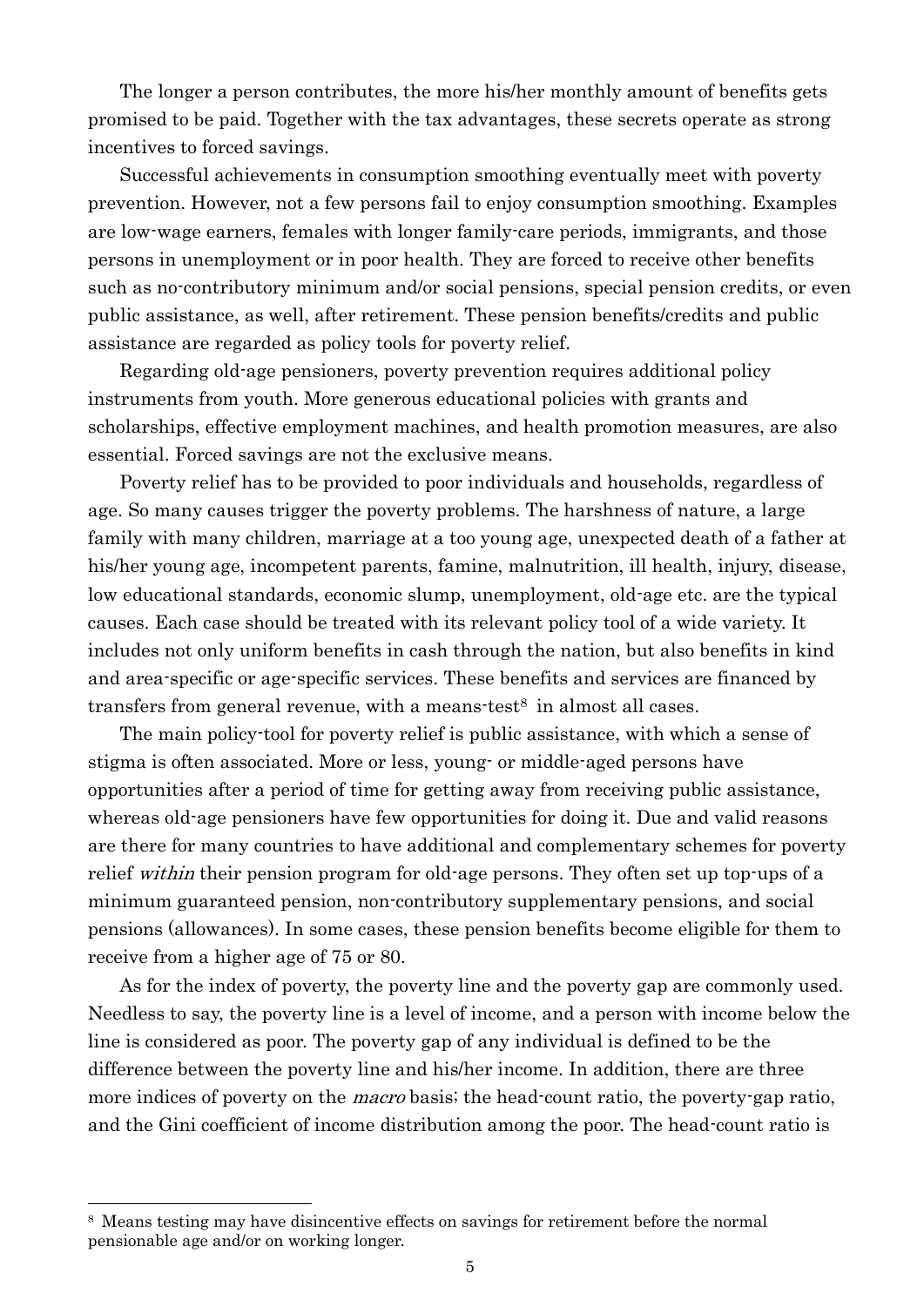The longer a person contributes, the more his/her monthly amount of benefits gets promised to be paid. Together with the tax advantages, these secrets operate as strong incentives to forced savings.

Successful achievements in consumption smoothing eventually meet with poverty prevention. However, not a few persons fail to enjoy consumption smoothing. Examples are low-wage earners, females with longer family-care periods, immigrants, and those persons in unemployment or in poor health. They are forced to receive other benefits such as no-contributory minimum and/or social pensions, special pension credits, or even public assistance, as well, after retirement. These pension benefits/credits and public assistance are regarded as policy tools for poverty relief.

Regarding old-age pensioners, poverty prevention requires additional policy instruments from youth. More generous educational policies with grants and scholarships, effective employment machines, and health promotion measures, are also essential. Forced savings are not the exclusive means.

Poverty relief has to be provided to poor individuals and households, regardless of age. So many causes trigger the poverty problems. The harshness of nature, a large family with many children, marriage at a too young age, unexpected death of a father at his/her young age, incompetent parents, famine, malnutrition, ill health, injury, disease, low educational standards, economic slump, unemployment, old-age etc. are the typical causes. Each case should be treated with its relevant policy tool of a wide variety. It includes not only uniform benefits in cash through the nation, but also benefits in kind and area-specific or age-specific services. These benefits and services are financed by transfers from general revenue, with a means-test[8] in almost all cases.

The main policy-tool for poverty relief is public assistance, with which a sense of stigma is often associated. More or less, young- or middle-aged persons have opportunities after a period of time for getting away from receiving public assistance, whereas old-age pensioners have few opportunities for doing it. Due and valid reasons are there for many countries to have additional and complementary schemes for poverty relief *within* their pension program for old-age persons. They often set up top-ups of a minimum guaranteed pension, non-contributory supplementary pensions, and social pensions (allowances). In some cases, these pension benefits become eligible for them to receive from a higher age of 75 or 80.

As for the index of poverty, the poverty line and the poverty gap are commonly used. Needless to say, the poverty line is a level of income, and a person with income below the line is considered as poor. The poverty gap of any individual is defined to be the difference between the poverty line and his/her income. In addition, there are three more indices of poverty on the *macro* basis; the head-count ratio, the poverty-gap ratio, and the Gini coefficient of income distribution among the poor. The head-count ratio is

---

[8] Means testing may have disincentive effects on savings for retirement before the normal pensionable age and/or on working longer.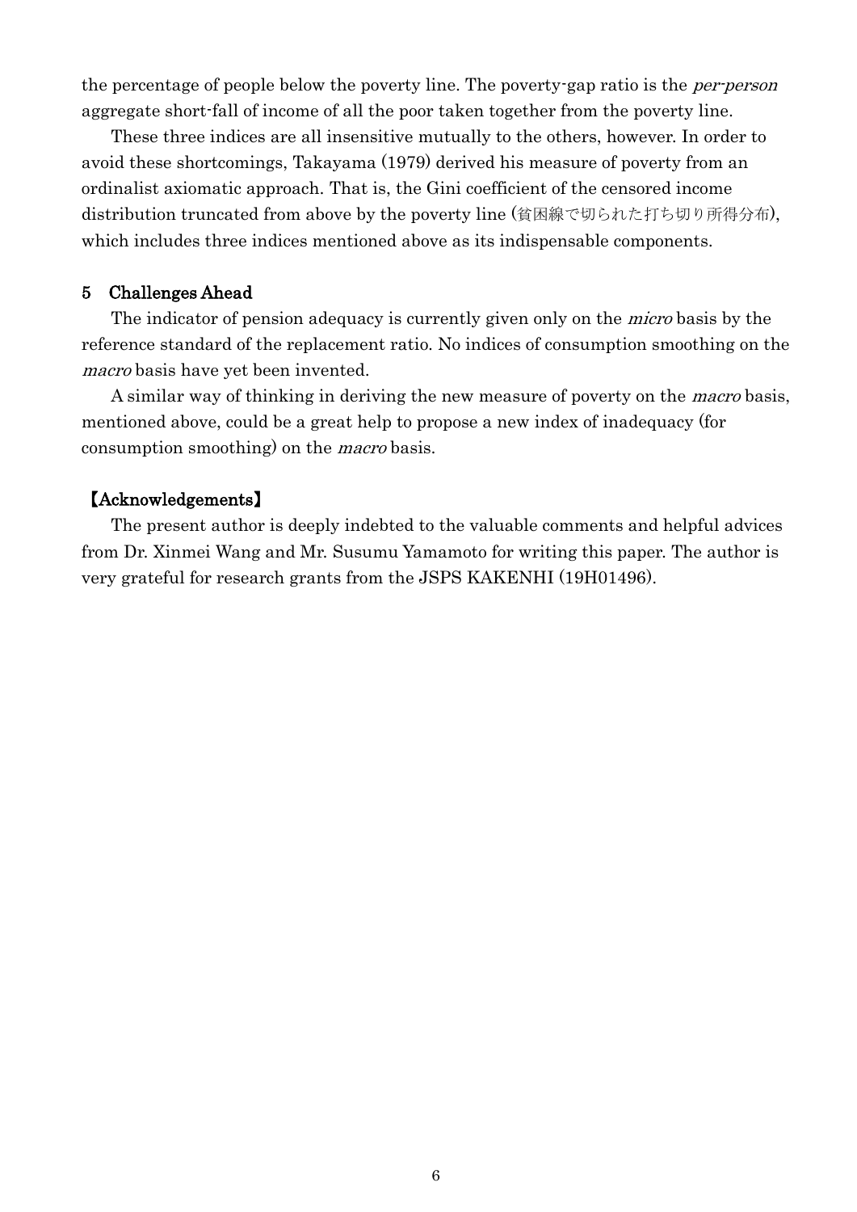the percentage of people below the poverty line. The poverty-gap ratio is the *per-person* aggregate short-fall of income of all the poor taken together from the poverty line.

These three indices are all insensitive mutually to the others, however. In order to avoid these shortcomings, Takayama (1979) derived his measure of poverty from an ordinalist axiomatic approach. That is, the Gini coefficient of the censored income distribution truncated from above by the poverty line (貧困線で切られた打ち切り所得分布), which includes three indices mentioned above as its indispensable components.

## 5　Challenges Ahead

The indicator of pension adequacy is currently given only on the *micro* basis by the reference standard of the replacement ratio. No indices of consumption smoothing on the *macro* basis have yet been invented.

A similar way of thinking in deriving the new measure of poverty on the *macro* basis, mentioned above, could be a great help to propose a new index of inadequacy (for consumption smoothing) on the *macro* basis.

## 【Acknowledgements】

The present author is deeply indebted to the valuable comments and helpful advices from Dr. Xinmei Wang and Mr. Susumu Yamamoto for writing this paper. The author is very grateful for research grants from the JSPS KAKENHI (19H01496).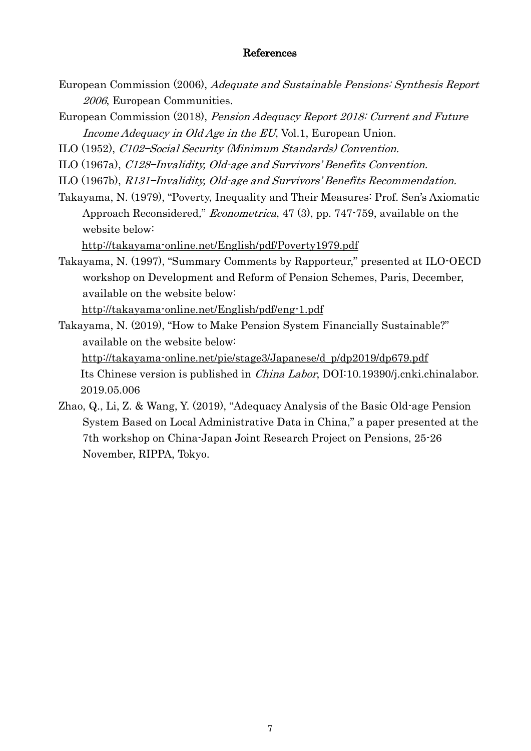## References

European Commission (2006), *Adequate and Sustainable Pensions: Synthesis Report 2006*, European Communities.

European Commission (2018), *Pension Adequacy Report 2018: Current and Future Income Adequacy in Old Age in the EU*, Vol.1, European Union.

ILO (1952), *C102–Social Security (Minimum Standards) Convention.*

ILO (1967a), *C128–Invalidity, Old-age and Survivors' Benefits Convention.*

ILO (1967b), *R131–Invalidity, Old-age and Survivors' Benefits Recommendation.*

Takayama, N. (1979), "Poverty, Inequality and Their Measures: Prof. Sen's Axiomatic Approach Reconsidered," *Econometrica*, 47 (3), pp. 747-759, available on the website below:
http://takayama-online.net/English/pdf/Poverty1979.pdf

Takayama, N. (1997), "Summary Comments by Rapporteur," presented at ILO-OECD workshop on Development and Reform of Pension Schemes, Paris, December, available on the website below:
http://takayama-online.net/English/pdf/eng-1.pdf

Takayama, N. (2019), "How to Make Pension System Financially Sustainable?" available on the website below:
http://takayama-online.net/pie/stage3/Japanese/d_p/dp2019/dp679.pdf
Its Chinese version is published in *China Labor*, DOI:10.19390/j.cnki.chinalabor. 2019.05.006

Zhao, Q., Li, Z. & Wang, Y. (2019), "Adequacy Analysis of the Basic Old-age Pension System Based on Local Administrative Data in China," a paper presented at the 7th workshop on China-Japan Joint Research Project on Pensions, 25-26 November, RIPPA, Tokyo.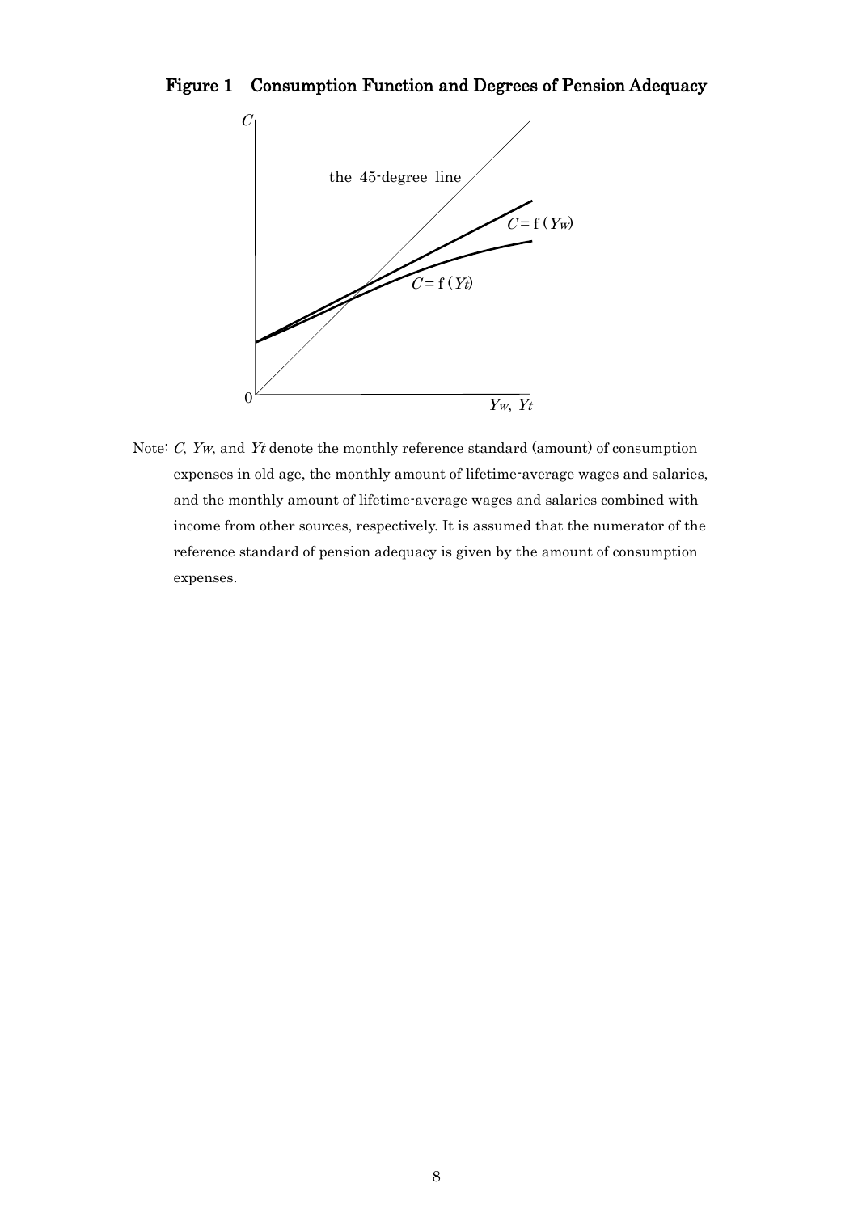**Figure 1 Consumption Function and Degrees of Pension Adequacy**

$C$

the 45-degree line

$C = \mathrm{f}\,(Yw)$

$C = \mathrm{f}\,(Yt)$

0

$Yw$, $Yt$

Note: $C$, $Yw$, and $Yt$ denote the monthly reference standard (amount) of consumption expenses in old age, the monthly amount of lifetime-average wages and salaries, and the monthly amount of lifetime-average wages and salaries combined with income from other sources, respectively. It is assumed that the numerator of the reference standard of pension adequacy is given by the amount of consumption expenses.